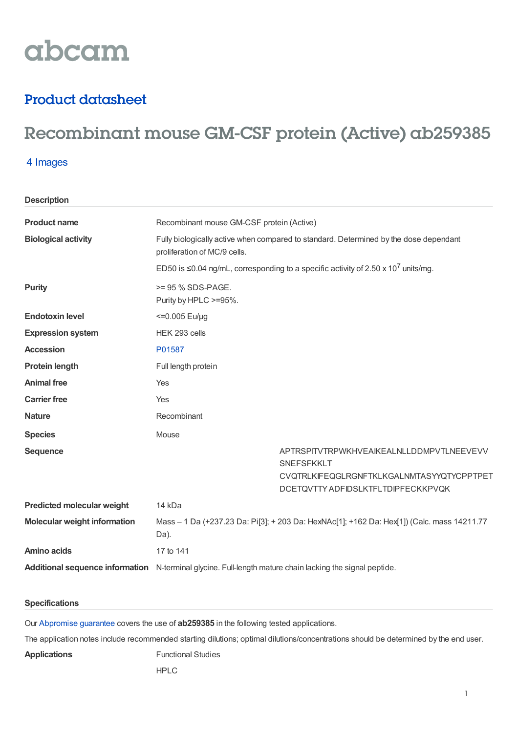abcam

## Product datasheet

# Recombinant mouse GM-CSF protein (Active) ab259385

4 Images

### Description

| | |
|---|---|
| **Product name** | Recombinant mouse GM-CSF protein (Active) |
| **Biological activity** | Fully biologically active when compared to standard. Determined by the dose dependant proliferation of MC/9 cells. ED50 is ≤0.04 ng/mL, corresponding to a specific activity of 2.50 x $10^7$ units/mg. |
| **Purity** | >= 95 % SDS-PAGE. Purity by HPLC >=95%. |
| **Endotoxin level** | <=0.005 Eu/µg |
| **Expression system** | HEK 293 cells |
| **Accession** | P01587 |
| **Protein length** | Full length protein |
| **Animal free** | Yes |
| **Carrier free** | Yes |
| **Nature** | Recombinant |
| **Species** | Mouse |
| **Sequence** | APTRSPITVTRPWKHVEAIKEALNLLDDMPVTLNEEVEVV SNEFSFKKLT CVQTRLKIFEQGLRGNFTKLKGALNMTASYYQTYCPPTPET DCETQVTTY ADFIDSLKTFLTDIPFECKKPVQK |
| **Predicted molecular weight** | 14 kDa |
| **Molecular weight information** | Mass – 1 Da (+237.23 Da: Pi[3]; + 203 Da: HexNAc[1]; +162 Da: Hex[1]) (Calc. mass 14211.77 Da). |
| **Amino acids** | 17 to 141 |
| **Additional sequence information** | N-terminal glycine. Full-length mature chain lacking the signal peptide. |

### Specifications

Our Abpromise guarantee covers the use of **ab259385** in the following tested applications.

The application notes include recommended starting dilutions; optimal dilutions/concentrations should be determined by the end user.

| | |
|---|---|
| **Applications** | Functional Studies<br>HPLC |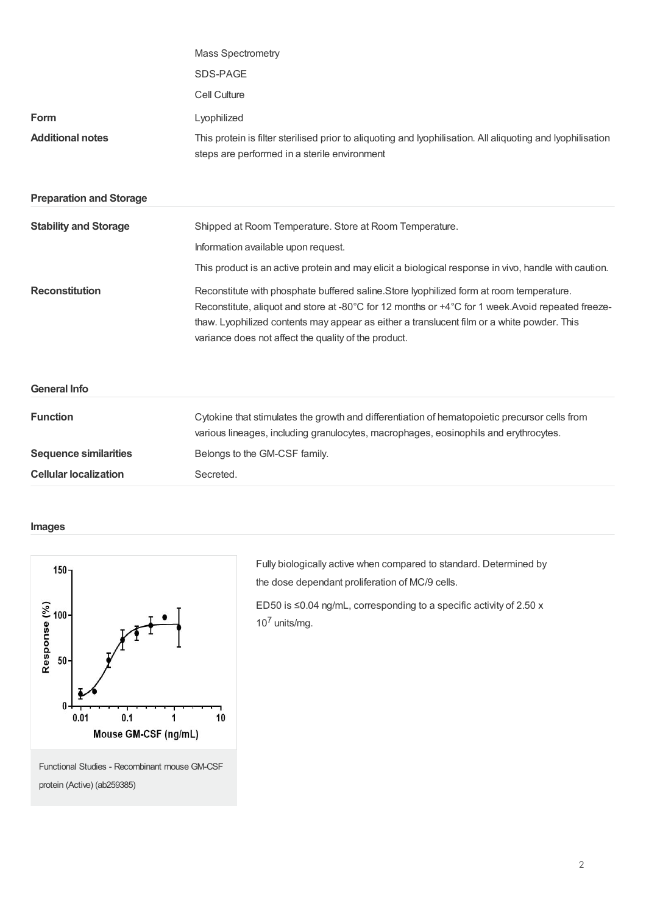| | |
|---|---|
| | Mass Spectrometry |
| | SDS-PAGE |
| | Cell Culture |
| **Form** | Lyophilized |
| **Additional notes** | This protein is filter sterilised prior to aliquoting and lyophilisation. All aliquoting and lyophilisation steps are performed in a sterile environment |

### Preparation and Storage

| | |
|---|---|
| **Stability and Storage** | Shipped at Room Temperature. Store at Room Temperature. |
| | Information available upon request. |
| | This product is an active protein and may elicit a biological response in vivo, handle with caution. |
| **Reconstitution** | Reconstitute with phosphate buffered saline.Store lyophilized form at room temperature. Reconstitute, aliquot and store at -80°C for 12 months or +4°C for 1 week.Avoid repeated freeze-thaw. Lyophilized contents may appear as either a translucent film or a white powder. This variance does not affect the quality of the product. |

### General Info

| | |
|---|---|
| **Function** | Cytokine that stimulates the growth and differentiation of hematopoietic precursor cells from various lineages, including granulocytes, macrophages, eosinophils and erythrocytes. |
| **Sequence similarities** | Belongs to the GM-CSF family. |
| **Cellular localization** | Secreted. |

### Images

Functional Studies - Recombinant mouse GM-CSF protein (Active) (ab259385)

Fully biologically active when compared to standard. Determined by the dose dependant proliferation of MC/9 cells.

ED50 is ≤0.04 ng/mL, corresponding to a specific activity of 2.50 x $10^7$ units/mg.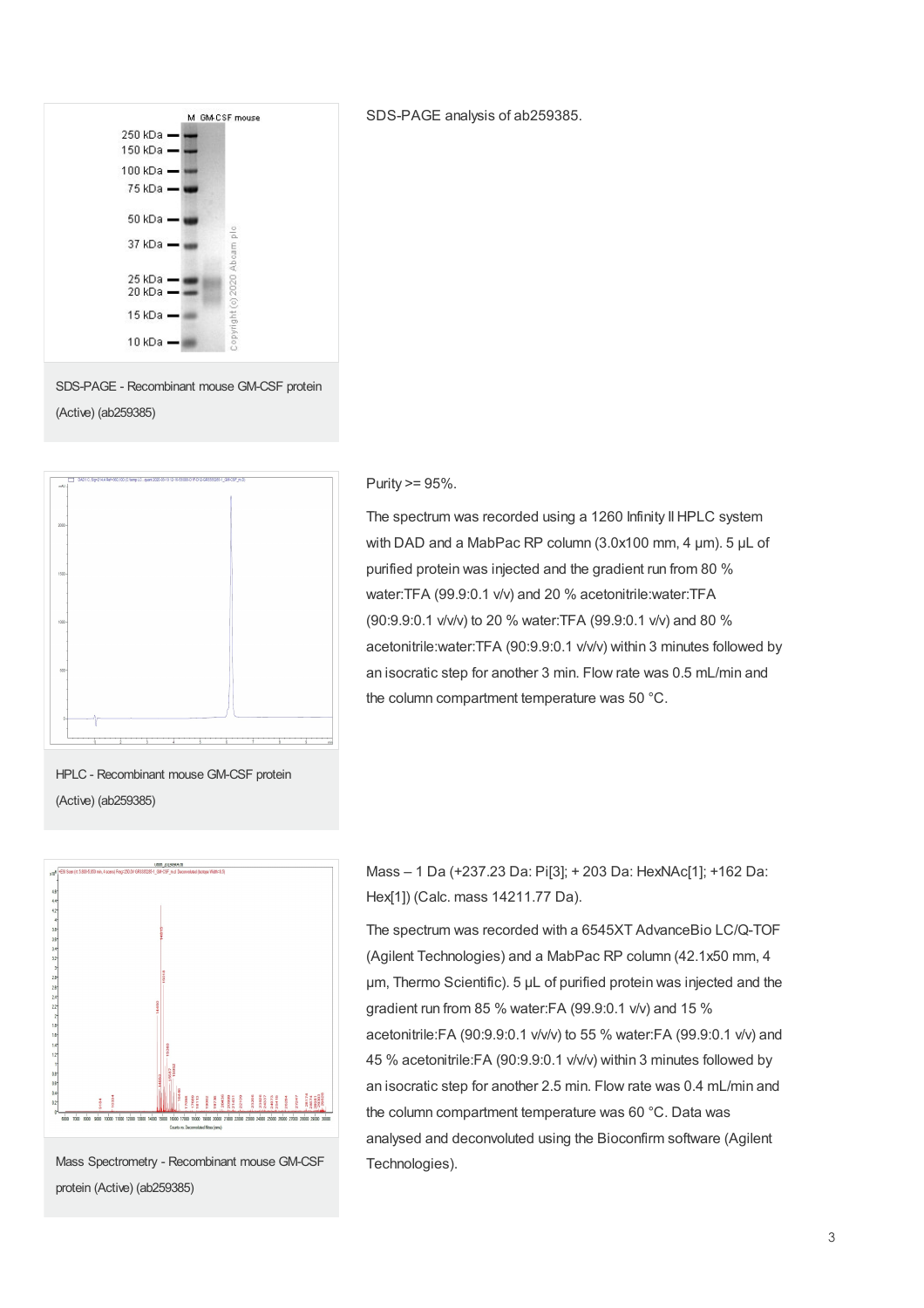SDS-PAGE analysis of ab259385.

SDS-PAGE - Recombinant mouse GM-CSF protein (Active) (ab259385)

Purity >= 95%.

The spectrum was recorded using a 1260 Infinity II HPLC system with DAD and a MabPac RP column (3.0x100 mm, 4 µm). 5 µL of purified protein was injected and the gradient run from 80 % water:TFA (99.9:0.1 v/v) and 20 % acetonitrile:water:TFA (90:9.9:0.1 v/v/v) to 20 % water:TFA (99.9:0.1 v/v) and 80 % acetonitrile:water:TFA (90:9.9:0.1 v/v/v) within 3 minutes followed by an isocratic step for another 3 min. Flow rate was 0.5 mL/min and the column compartment temperature was 50 °C.

HPLC - Recombinant mouse GM-CSF protein (Active) (ab259385)

Mass – 1 Da (+237.23 Da: Pi[3]; + 203 Da: HexNAc[1]; +162 Da: Hex[1]) (Calc. mass 14211.77 Da).

The spectrum was recorded with a 6545XT AdvanceBio LC/Q-TOF (Agilent Technologies) and a MabPac RP column (42.1x50 mm, 4 µm, Thermo Scientific). 5 µL of purified protein was injected and the gradient run from 85 % water:FA (99.9:0.1 v/v) and 15 % acetonitrile:FA (90:9.9:0.1 v/v/v) to 55 % water:FA (99.9:0.1 v/v) and 45 % acetonitrile:FA (90:9.9:0.1 v/v/v) within 3 minutes followed by an isocratic step for another 2.5 min. Flow rate was 0.4 mL/min and the column compartment temperature was 60 °C. Data was analysed and deconvoluted using the Bioconfirm software (Agilent Technologies).

Mass Spectrometry - Recombinant mouse GM-CSF protein (Active) (ab259385)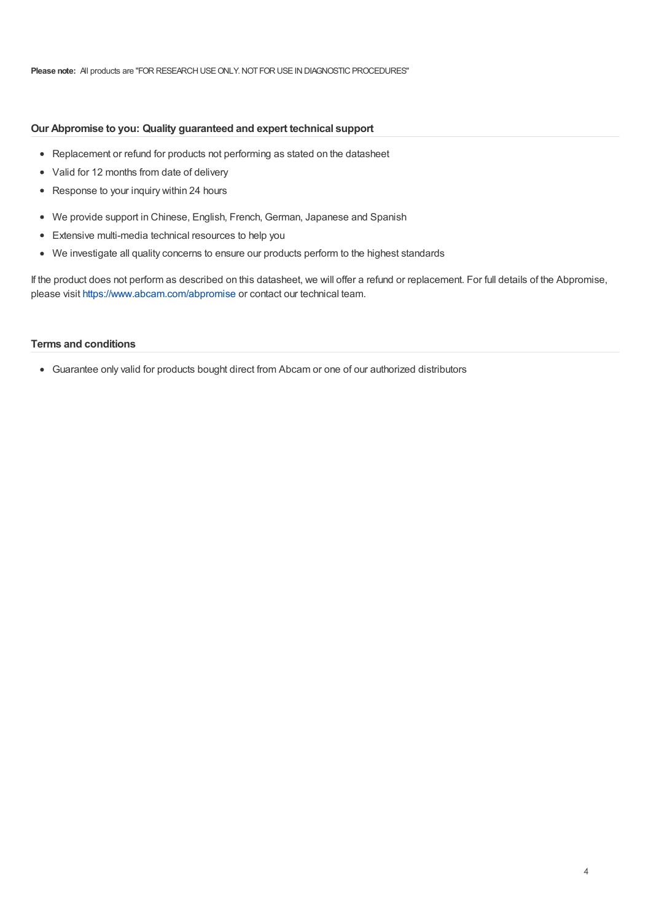**Please note:** All products are "FOR RESEARCH USE ONLY. NOT FOR USE IN DIAGNOSTIC PROCEDURES"

### Our Abpromise to you: Quality guaranteed and expert technical support

- Replacement or refund for products not performing as stated on the datasheet
- Valid for 12 months from date of delivery
- Response to your inquiry within 24 hours

- We provide support in Chinese, English, French, German, Japanese and Spanish
- Extensive multi-media technical resources to help you
- We investigate all quality concerns to ensure our products perform to the highest standards

If the product does not perform as described on this datasheet, we will offer a refund or replacement. For full details of the Abpromise, please visit https://www.abcam.com/abpromise or contact our technical team.

### Terms and conditions

- Guarantee only valid for products bought direct from Abcam or one of our authorized distributors